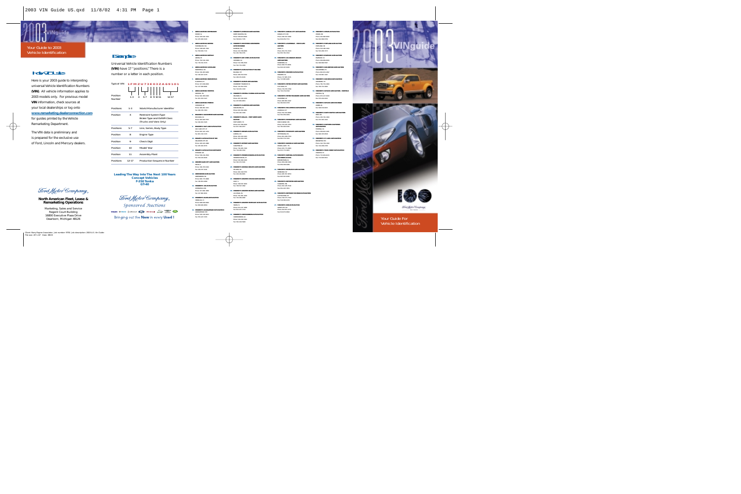Your Guide to 2003 Vehicle Identification

## How To Use

Here is your 2003 guide to interpreting universal Vehicle Identification Numbers (**VIN**). All vehicle information applies to 2003 models only. For previous model **VIN** information, check sources at your local dealerships or log onto **www.remarketing.dealerconnection.com** for guides printed by the Vehicle Remarketing Department.

The VIN data is preliminary and is prepared for the exclusive use of Ford, Lincoln and Mercury dealers.

*Ford Motor Company*

**North American Fleet, Lease & Remarketing Operations**

Marketing, Sales and Service
Regent Court Building
16800 Executive Plaza Drive
Dearborn, Michigan 48126

## Example

Universal Vehicle Identification Numbers **(VIN)** have 17 "positions." There is a number or a letter in each position.

Typical VIN: 1 F M Z U 7 3 E 0 3 Z A 6 9 1 0 1

Position Number: 1-3 | 4 | 5-7 | 8 | 9 | 10 | 11 | 12-17

| Positions | | |
|---|---|---|
| Positions | 1-3 | World Manufacturer Identifier |
| Position | 4 | Restraint System Type Brake Type and GVWR Class (Trucks and Vans Only) |
| Positions | 5-7 | Line, Series, Body Type |
| Position | 8 | Engine Type |
| Position | 9 | Check Digit |
| Position | 10 | Model Year |
| Position | 11 | Assembly Plant |
| Positions | 12-17 | Production Sequence Number |

**Leading The Way Into The Next 100 Years**
**Concept Vehicles**
**F-350 Tonka**
**GT-40**

*Ford Motor Company*
*Sponsored Auctions*

Bringing out the **New** in every **Used**!

2003 VINguide

Your Guide For Vehicle Identification